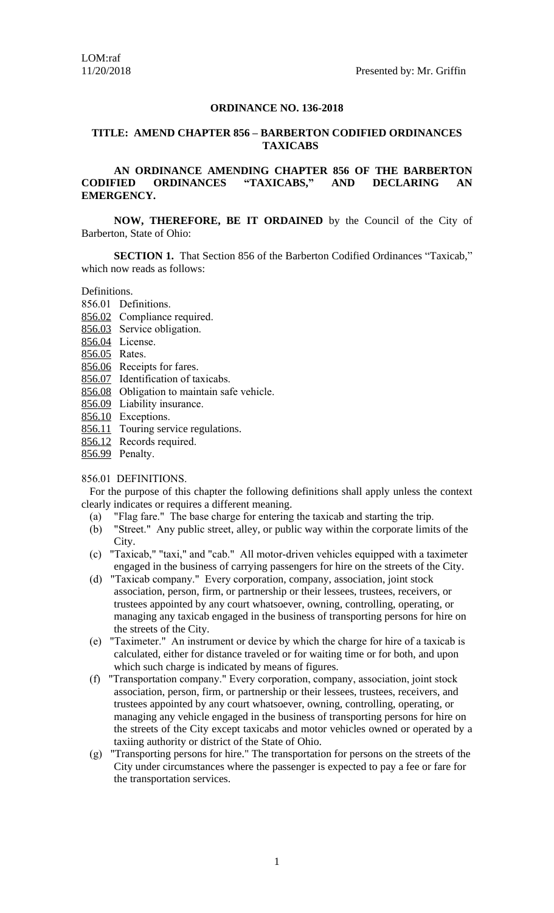LOM:raf
11/20/2018 Presented by: Mr. Griffin

**ORDINANCE NO. 136-2018**

**TITLE: AMEND CHAPTER 856 – BARBERTON CODIFIED ORDINANCES TAXICABS**

**AN ORDINANCE AMENDING CHAPTER 856 OF THE BARBERTON CODIFIED ORDINANCES "TAXICABS," AND DECLARING AN EMERGENCY.**

**NOW, THEREFORE, BE IT ORDAINED** by the Council of the City of Barberton, State of Ohio:

**SECTION 1.** That Section 856 of the Barberton Codified Ordinances "Taxicab," which now reads as follows:

Definitions.

856.01 Definitions.
856.02 Compliance required.
856.03 Service obligation.
856.04 License.
856.05 Rates.
856.06 Receipts for fares.
856.07 Identification of taxicabs.
856.08 Obligation to maintain safe vehicle.
856.09 Liability insurance.
856.10 Exceptions.
856.11 Touring service regulations.
856.12 Records required.
856.99 Penalty.

856.01 DEFINITIONS.

For the purpose of this chapter the following definitions shall apply unless the context clearly indicates or requires a different meaning.

(a) "Flag fare." The base charge for entering the taxicab and starting the trip.
(b) "Street." Any public street, alley, or public way within the corporate limits of the City.
(c) "Taxicab," "taxi," and "cab." All motor-driven vehicles equipped with a taximeter engaged in the business of carrying passengers for hire on the streets of the City.
(d) "Taxicab company." Every corporation, company, association, joint stock association, person, firm, or partnership or their lessees, trustees, receivers, or trustees appointed by any court whatsoever, owning, controlling, operating, or managing any taxicab engaged in the business of transporting persons for hire on the streets of the City.
(e) "Taximeter." An instrument or device by which the charge for hire of a taxicab is calculated, either for distance traveled or for waiting time or for both, and upon which such charge is indicated by means of figures.
(f) "Transportation company." Every corporation, company, association, joint stock association, person, firm, or partnership or their lessees, trustees, receivers, and trustees appointed by any court whatsoever, owning, controlling, operating, or managing any vehicle engaged in the business of transporting persons for hire on the streets of the City except taxicabs and motor vehicles owned or operated by a taxiing authority or district of the State of Ohio.
(g) "Transporting persons for hire." The transportation for persons on the streets of the City under circumstances where the passenger is expected to pay a fee or fare for the transportation services.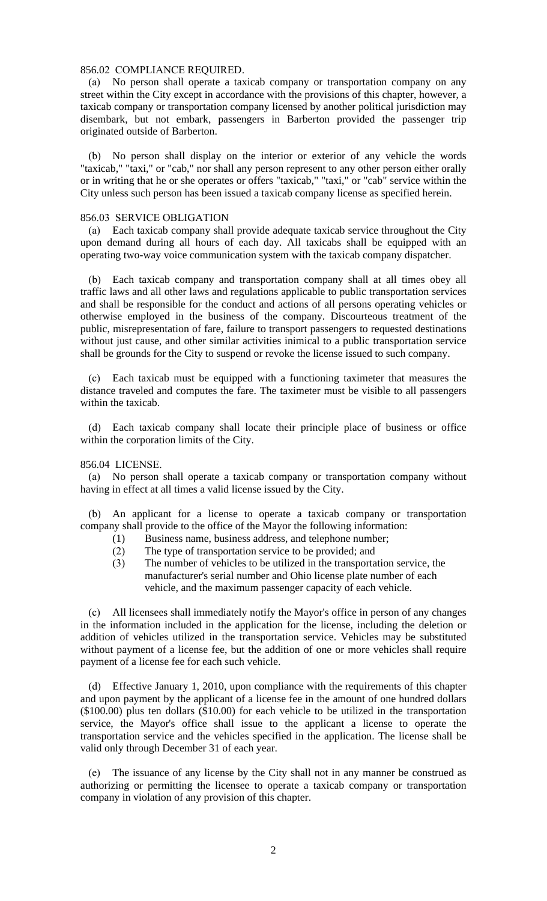### 856.02 COMPLIANCE REQUIRED.

(a) No person shall operate a taxicab company or transportation company on any street within the City except in accordance with the provisions of this chapter, however, a taxicab company or transportation company licensed by another political jurisdiction may disembark, but not embark, passengers in Barberton provided the passenger trip originated outside of Barberton.

(b) No person shall display on the interior or exterior of any vehicle the words "taxicab," "taxi," or "cab," nor shall any person represent to any other person either orally or in writing that he or she operates or offers "taxicab," "taxi," or "cab" service within the City unless such person has been issued a taxicab company license as specified herein.

### 856.03 SERVICE OBLIGATION

(a) Each taxicab company shall provide adequate taxicab service throughout the City upon demand during all hours of each day. All taxicabs shall be equipped with an operating two-way voice communication system with the taxicab company dispatcher.

(b) Each taxicab company and transportation company shall at all times obey all traffic laws and all other laws and regulations applicable to public transportation services and shall be responsible for the conduct and actions of all persons operating vehicles or otherwise employed in the business of the company. Discourteous treatment of the public, misrepresentation of fare, failure to transport passengers to requested destinations without just cause, and other similar activities inimical to a public transportation service shall be grounds for the City to suspend or revoke the license issued to such company.

(c) Each taxicab must be equipped with a functioning taximeter that measures the distance traveled and computes the fare. The taximeter must be visible to all passengers within the taxicab.

(d) Each taxicab company shall locate their principle place of business or office within the corporation limits of the City.

### 856.04 LICENSE.

(a) No person shall operate a taxicab company or transportation company without having in effect at all times a valid license issued by the City.

(b) An applicant for a license to operate a taxicab company or transportation company shall provide to the office of the Mayor the following information:

(1) Business name, business address, and telephone number;
(2) The type of transportation service to be provided; and
(3) The number of vehicles to be utilized in the transportation service, the manufacturer's serial number and Ohio license plate number of each vehicle, and the maximum passenger capacity of each vehicle.

(c) All licensees shall immediately notify the Mayor's office in person of any changes in the information included in the application for the license, including the deletion or addition of vehicles utilized in the transportation service. Vehicles may be substituted without payment of a license fee, but the addition of one or more vehicles shall require payment of a license fee for each such vehicle.

(d) Effective January 1, 2010, upon compliance with the requirements of this chapter and upon payment by the applicant of a license fee in the amount of one hundred dollars ($100.00) plus ten dollars ($10.00) for each vehicle to be utilized in the transportation service, the Mayor's office shall issue to the applicant a license to operate the transportation service and the vehicles specified in the application. The license shall be valid only through December 31 of each year.

(e) The issuance of any license by the City shall not in any manner be construed as authorizing or permitting the licensee to operate a taxicab company or transportation company in violation of any provision of this chapter.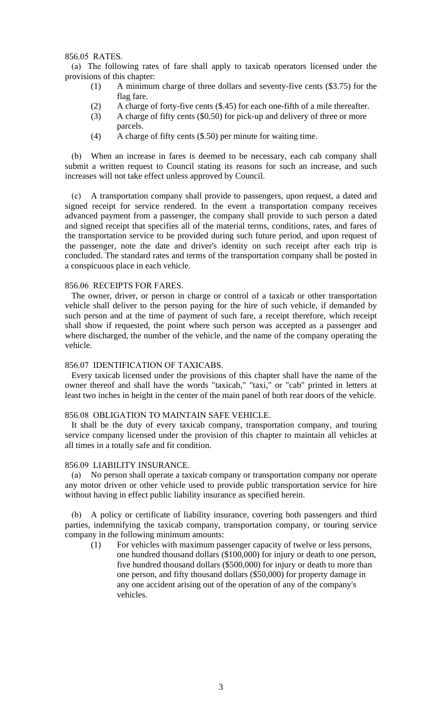856.05 RATES.

(a) The following rates of fare shall apply to taxicab operators licensed under the provisions of this chapter:

(1) A minimum charge of three dollars and seventy-five cents ($3.75) for the flag fare.

(2) A charge of forty-five cents ($.45) for each one-fifth of a mile thereafter.

(3) A charge of fifty cents ($0.50) for pick-up and delivery of three or more parcels.

(4) A charge of fifty cents ($.50) per minute for waiting time.

(b) When an increase in fares is deemed to be necessary, each cab company shall submit a written request to Council stating its reasons for such an increase, and such increases will not take effect unless approved by Council.

(c) A transportation company shall provide to passengers, upon request, a dated and signed receipt for service rendered. In the event a transportation company receives advanced payment from a passenger, the company shall provide to such person a dated and signed receipt that specifies all of the material terms, conditions, rates, and fares of the transportation service to be provided during such future period, and upon request of the passenger, note the date and driver's identity on such receipt after each trip is concluded. The standard rates and terms of the transportation company shall be posted in a conspicuous place in each vehicle.

856.06 RECEIPTS FOR FARES.

The owner, driver, or person in charge or control of a taxicab or other transportation vehicle shall deliver to the person paying for the hire of such vehicle, if demanded by such person and at the time of payment of such fare, a receipt therefore, which receipt shall show if requested, the point where such person was accepted as a passenger and where discharged, the number of the vehicle, and the name of the company operating the vehicle.

856.07 IDENTIFICATION OF TAXICABS.

Every taxicab licensed under the provisions of this chapter shall have the name of the owner thereof and shall have the words "taxicab," "taxi," or "cab" printed in letters at least two inches in height in the center of the main panel of both rear doors of the vehicle.

856.08 OBLIGATION TO MAINTAIN SAFE VEHICLE.

It shall be the duty of every taxicab company, transportation company, and touring service company licensed under the provision of this chapter to maintain all vehicles at all times in a totally safe and fit condition.

856.09 LIABILITY INSURANCE.

(a) No person shall operate a taxicab company or transportation company nor operate any motor driven or other vehicle used to provide public transportation service for hire without having in effect public liability insurance as specified herein.

(b) A policy or certificate of liability insurance, covering both passengers and third parties, indemnifying the taxicab company, transportation company, or touring service company in the following minimum amounts:

(1) For vehicles with maximum passenger capacity of twelve or less persons, one hundred thousand dollars ($100,000) for injury or death to one person, five hundred thousand dollars ($500,000) for injury or death to more than one person, and fifty thousand dollars ($50,000) for property damage in any one accident arising out of the operation of any of the company's vehicles.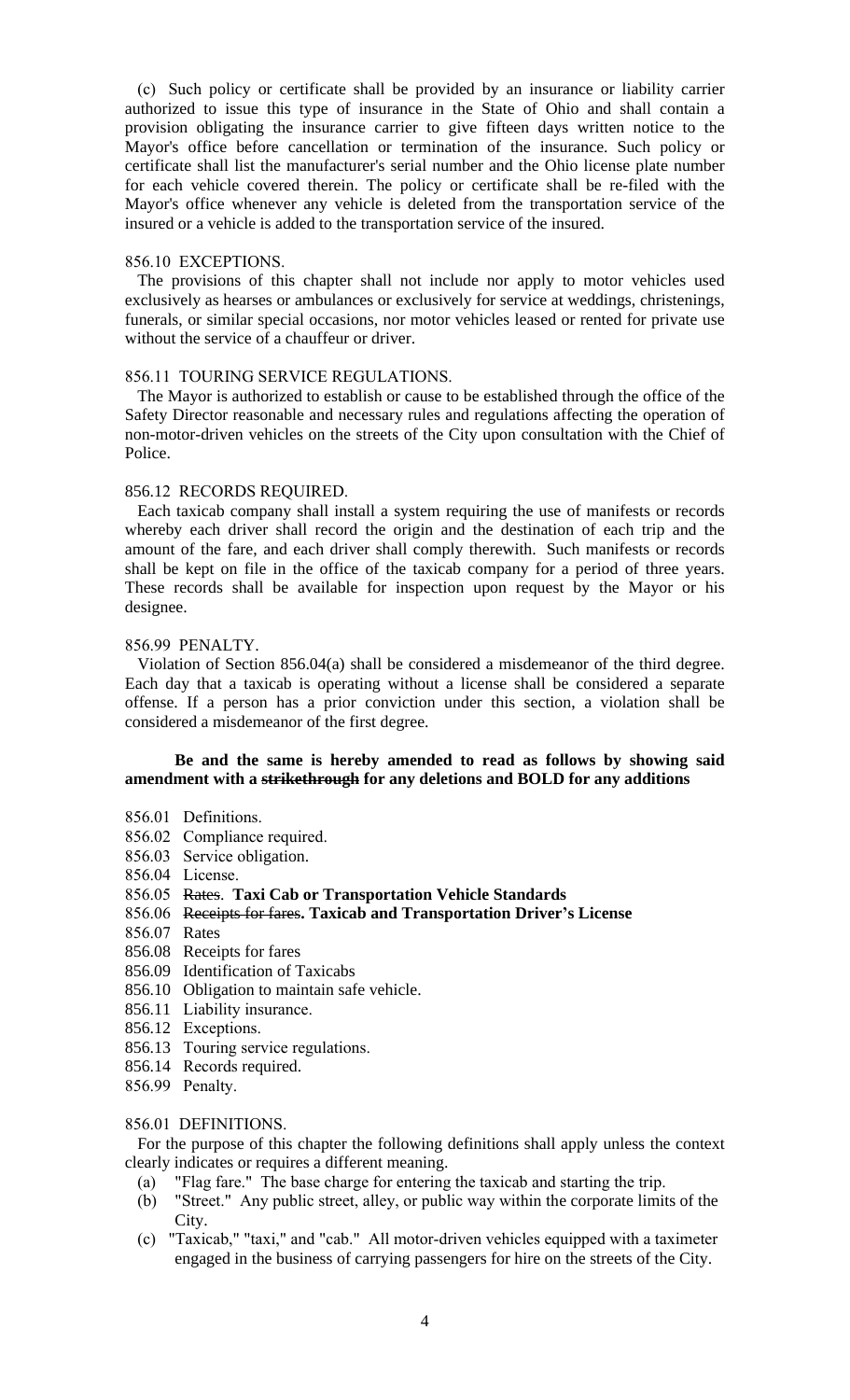(c) Such policy or certificate shall be provided by an insurance or liability carrier authorized to issue this type of insurance in the State of Ohio and shall contain a provision obligating the insurance carrier to give fifteen days written notice to the Mayor's office before cancellation or termination of the insurance. Such policy or certificate shall list the manufacturer's serial number and the Ohio license plate number for each vehicle covered therein. The policy or certificate shall be re-filed with the Mayor's office whenever any vehicle is deleted from the transportation service of the insured or a vehicle is added to the transportation service of the insured.

856.10 EXCEPTIONS.

The provisions of this chapter shall not include nor apply to motor vehicles used exclusively as hearses or ambulances or exclusively for service at weddings, christenings, funerals, or similar special occasions, nor motor vehicles leased or rented for private use without the service of a chauffeur or driver.

856.11 TOURING SERVICE REGULATIONS.

The Mayor is authorized to establish or cause to be established through the office of the Safety Director reasonable and necessary rules and regulations affecting the operation of non-motor-driven vehicles on the streets of the City upon consultation with the Chief of Police.

856.12 RECORDS REQUIRED.

Each taxicab company shall install a system requiring the use of manifests or records whereby each driver shall record the origin and the destination of each trip and the amount of the fare, and each driver shall comply therewith. Such manifests or records shall be kept on file in the office of the taxicab company for a period of three years. These records shall be available for inspection upon request by the Mayor or his designee.

856.99 PENALTY.

Violation of Section 856.04(a) shall be considered a misdemeanor of the third degree. Each day that a taxicab is operating without a license shall be considered a separate offense. If a person has a prior conviction under this section, a violation shall be considered a misdemeanor of the first degree.

**Be and the same is hereby amended to read as follows by showing said amendment with a ~~strikethrough~~ for any deletions and BOLD for any additions**

856.01 Definitions.
856.02 Compliance required.
856.03 Service obligation.
856.04 License.
856.05 ~~Rates~~. **Taxi Cab or Transportation Vehicle Standards**
856.06 ~~Receipts for fares~~**. Taxicab and Transportation Driver's License**
856.07 Rates
856.08 Receipts for fares
856.09 Identification of Taxicabs
856.10 Obligation to maintain safe vehicle.
856.11 Liability insurance.
856.12 Exceptions.
856.13 Touring service regulations.
856.14 Records required.
856.99 Penalty.

856.01 DEFINITIONS.

For the purpose of this chapter the following definitions shall apply unless the context clearly indicates or requires a different meaning.

(a) "Flag fare." The base charge for entering the taxicab and starting the trip.

(b) "Street." Any public street, alley, or public way within the corporate limits of the City.

(c) "Taxicab," "taxi," and "cab." All motor-driven vehicles equipped with a taximeter engaged in the business of carrying passengers for hire on the streets of the City.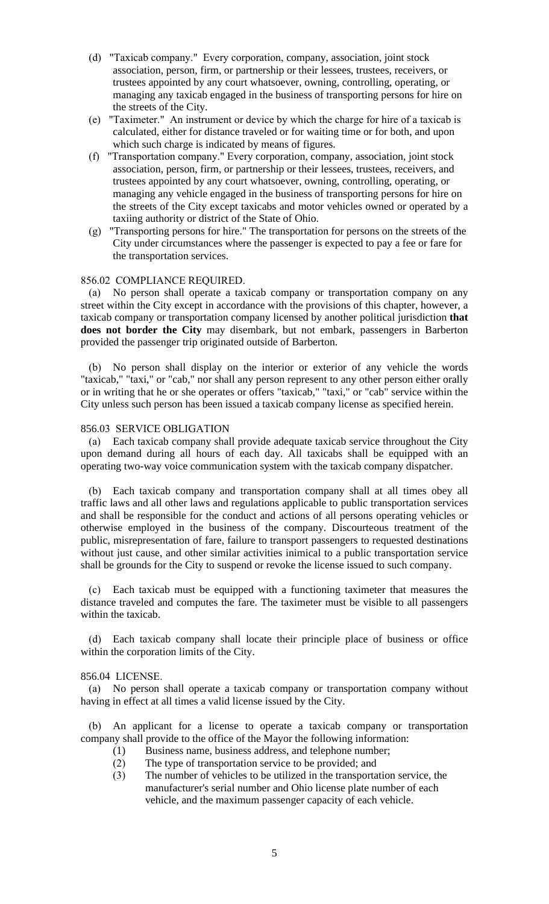(d) "Taxicab company." Every corporation, company, association, joint stock association, person, firm, or partnership or their lessees, trustees, receivers, or trustees appointed by any court whatsoever, owning, controlling, operating, or managing any taxicab engaged in the business of transporting persons for hire on the streets of the City.

(e) "Taximeter." An instrument or device by which the charge for hire of a taxicab is calculated, either for distance traveled or for waiting time or for both, and upon which such charge is indicated by means of figures.

(f) "Transportation company." Every corporation, company, association, joint stock association, person, firm, or partnership or their lessees, trustees, receivers, and trustees appointed by any court whatsoever, owning, controlling, operating, or managing any vehicle engaged in the business of transporting persons for hire on the streets of the City except taxicabs and motor vehicles owned or operated by a taxiing authority or district of the State of Ohio.

(g) "Transporting persons for hire." The transportation for persons on the streets of the City under circumstances where the passenger is expected to pay a fee or fare for the transportation services.

856.02 COMPLIANCE REQUIRED.

(a) No person shall operate a taxicab company or transportation company on any street within the City except in accordance with the provisions of this chapter, however, a taxicab company or transportation company licensed by another political jurisdiction **that does not border the City** may disembark, but not embark, passengers in Barberton provided the passenger trip originated outside of Barberton.

(b) No person shall display on the interior or exterior of any vehicle the words "taxicab," "taxi," or "cab," nor shall any person represent to any other person either orally or in writing that he or she operates or offers "taxicab," "taxi," or "cab" service within the City unless such person has been issued a taxicab company license as specified herein.

856.03 SERVICE OBLIGATION

(a) Each taxicab company shall provide adequate taxicab service throughout the City upon demand during all hours of each day. All taxicabs shall be equipped with an operating two-way voice communication system with the taxicab company dispatcher.

(b) Each taxicab company and transportation company shall at all times obey all traffic laws and all other laws and regulations applicable to public transportation services and shall be responsible for the conduct and actions of all persons operating vehicles or otherwise employed in the business of the company. Discourteous treatment of the public, misrepresentation of fare, failure to transport passengers to requested destinations without just cause, and other similar activities inimical to a public transportation service shall be grounds for the City to suspend or revoke the license issued to such company.

(c) Each taxicab must be equipped with a functioning taximeter that measures the distance traveled and computes the fare. The taximeter must be visible to all passengers within the taxicab.

(d) Each taxicab company shall locate their principle place of business or office within the corporation limits of the City.

856.04 LICENSE.

(a) No person shall operate a taxicab company or transportation company without having in effect at all times a valid license issued by the City.

(b) An applicant for a license to operate a taxicab company or transportation company shall provide to the office of the Mayor the following information:

(1) Business name, business address, and telephone number;
(2) The type of transportation service to be provided; and
(3) The number of vehicles to be utilized in the transportation service, the manufacturer's serial number and Ohio license plate number of each vehicle, and the maximum passenger capacity of each vehicle.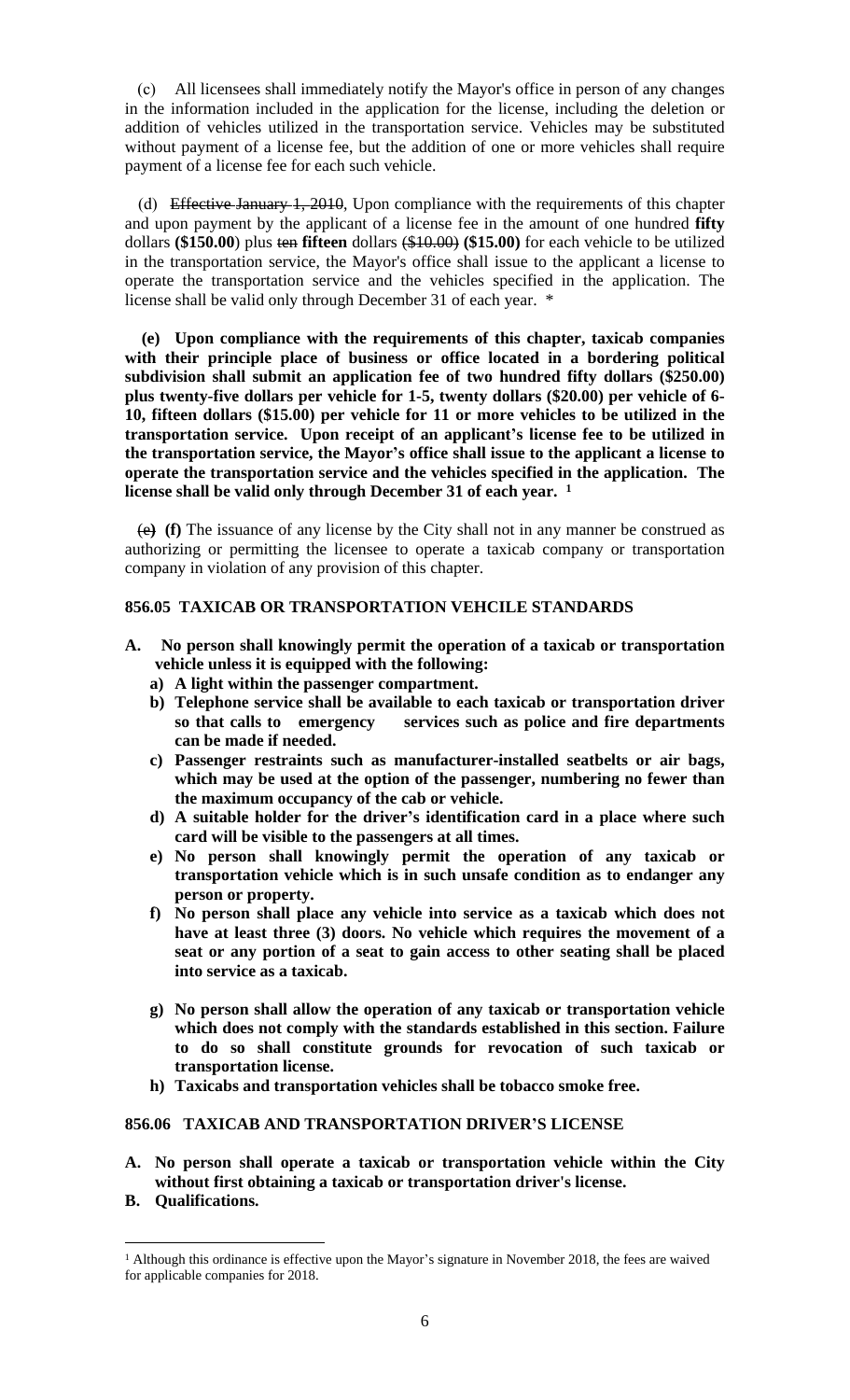(c) All licensees shall immediately notify the Mayor's office in person of any changes in the information included in the application for the license, including the deletion or addition of vehicles utilized in the transportation service. Vehicles may be substituted without payment of a license fee, but the addition of one or more vehicles shall require payment of a license fee for each such vehicle.

(d) ~~Effective January 1, 2010,~~ Upon compliance with the requirements of this chapter and upon payment by the applicant of a license fee in the amount of one hundred **fifty** dollars **($150.00**) plus ~~ten~~ **fifteen** dollars ~~($10.00)~~ **($15.00)** for each vehicle to be utilized in the transportation service, the Mayor's office shall issue to the applicant a license to operate the transportation service and the vehicles specified in the application. The license shall be valid only through December 31 of each year. *

**(e) Upon compliance with the requirements of this chapter, taxicab companies with their principle place of business or office located in a bordering political subdivision shall submit an application fee of two hundred fifty dollars ($250.00) plus twenty-five dollars per vehicle for 1-5, twenty dollars ($20.00) per vehicle of 6-10, fifteen dollars ($15.00) per vehicle for 11 or more vehicles to be utilized in the transportation service. Upon receipt of an applicant's license fee to be utilized in the transportation service, the Mayor's office shall issue to the applicant a license to operate the transportation service and the vehicles specified in the application. The license shall be valid only through December 31 of each year.** [1]

~~(e)~~ **(f)** The issuance of any license by the City shall not in any manner be construed as authorizing or permitting the licensee to operate a taxicab company or transportation company in violation of any provision of this chapter.

### 856.05 TAXICAB OR TRANSPORTATION VEHCILE STANDARDS

**A. No person shall knowingly permit the operation of a taxicab or transportation vehicle unless it is equipped with the following:**

- **a) A light within the passenger compartment.**
- **b) Telephone service shall be available to each taxicab or transportation driver so that calls to emergency services such as police and fire departments can be made if needed.**
- **c) Passenger restraints such as manufacturer-installed seatbelts or air bags, which may be used at the option of the passenger, numbering no fewer than the maximum occupancy of the cab or vehicle.**
- **d) A suitable holder for the driver's identification card in a place where such card will be visible to the passengers at all times.**
- **e) No person shall knowingly permit the operation of any taxicab or transportation vehicle which is in such unsafe condition as to endanger any person or property.**
- **f) No person shall place any vehicle into service as a taxicab which does not have at least three (3) doors. No vehicle which requires the movement of a seat or any portion of a seat to gain access to other seating shall be placed into service as a taxicab.**
- **g) No person shall allow the operation of any taxicab or transportation vehicle which does not comply with the standards established in this section. Failure to do so shall constitute grounds for revocation of such taxicab or transportation license.**
- **h) Taxicabs and transportation vehicles shall be tobacco smoke free.**

### 856.06 TAXICAB AND TRANSPORTATION DRIVER'S LICENSE

**A. No person shall operate a taxicab or transportation vehicle within the City without first obtaining a taxicab or transportation driver's license.**

**B. Qualifications.**

---

[1] Although this ordinance is effective upon the Mayor's signature in November 2018, the fees are waived for applicable companies for 2018.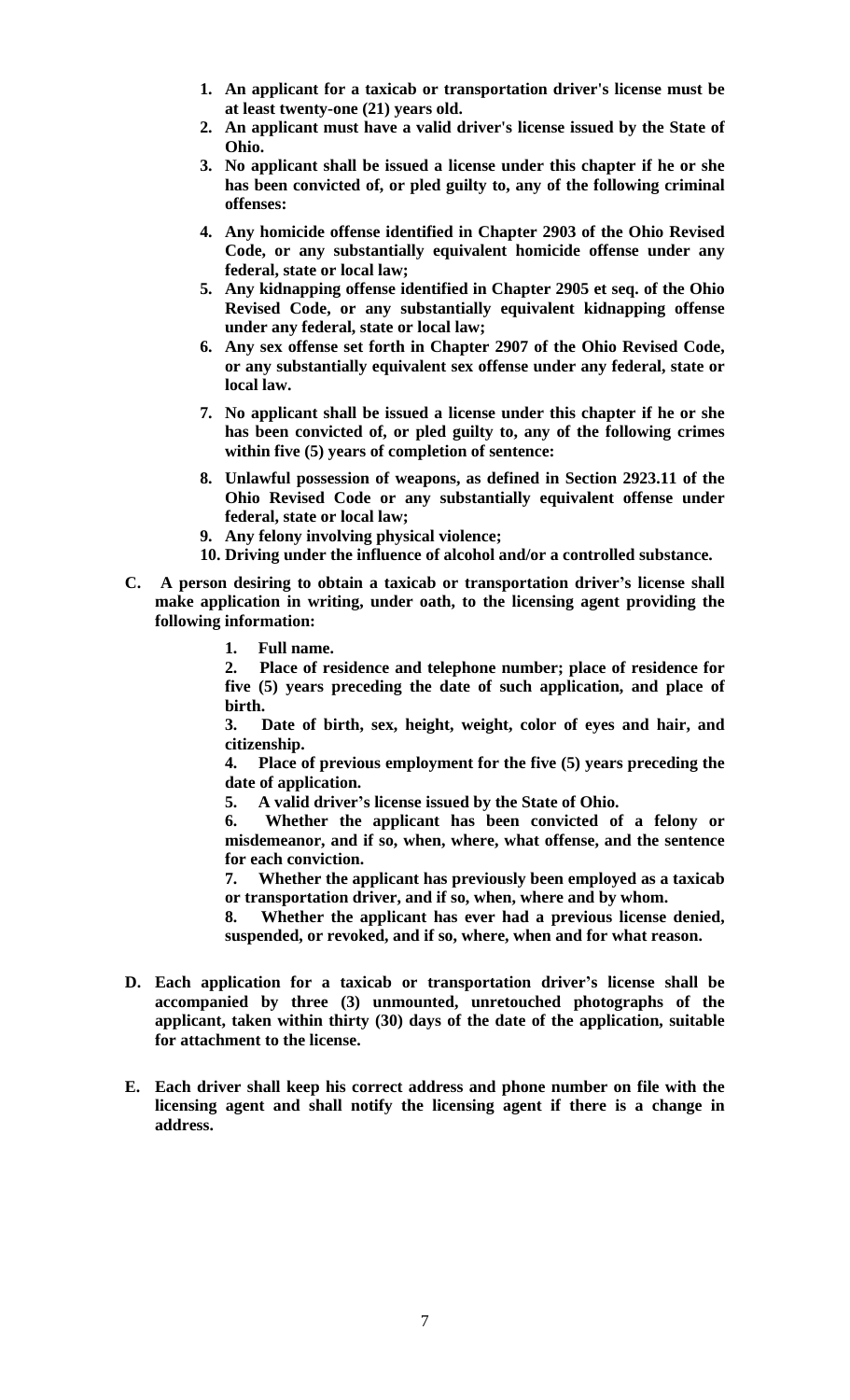1. **An applicant for a taxicab or transportation driver's license must be at least twenty-one (21) years old.**
2. **An applicant must have a valid driver's license issued by the State of Ohio.**
3. **No applicant shall be issued a license under this chapter if he or she has been convicted of, or pled guilty to, any of the following criminal offenses:**
4. **Any homicide offense identified in Chapter 2903 of the Ohio Revised Code, or any substantially equivalent homicide offense under any federal, state or local law;**
5. **Any kidnapping offense identified in Chapter 2905 et seq. of the Ohio Revised Code, or any substantially equivalent kidnapping offense under any federal, state or local law;**
6. **Any sex offense set forth in Chapter 2907 of the Ohio Revised Code, or any substantially equivalent sex offense under any federal, state or local law.**
7. **No applicant shall be issued a license under this chapter if he or she has been convicted of, or pled guilty to, any of the following crimes within five (5) years of completion of sentence:**
8. **Unlawful possession of weapons, as defined in Section 2923.11 of the Ohio Revised Code or any substantially equivalent offense under federal, state or local law;**
9. **Any felony involving physical violence;**
10. **Driving under the influence of alcohol and/or a controlled substance.**

**C. A person desiring to obtain a taxicab or transportation driver's license shall make application in writing, under oath, to the licensing agent providing the following information:**

1. **Full name.**
2. **Place of residence and telephone number; place of residence for five (5) years preceding the date of such application, and place of birth.**
3. **Date of birth, sex, height, weight, color of eyes and hair, and citizenship.**
4. **Place of previous employment for the five (5) years preceding the date of application.**
5. **A valid driver's license issued by the State of Ohio.**
6. **Whether the applicant has been convicted of a felony or misdemeanor, and if so, when, where, what offense, and the sentence for each conviction.**
7. **Whether the applicant has previously been employed as a taxicab or transportation driver, and if so, when, where and by whom.**
8. **Whether the applicant has ever had a previous license denied, suspended, or revoked, and if so, where, when and for what reason.**

**D. Each application for a taxicab or transportation driver's license shall be accompanied by three (3) unmounted, unretouched photographs of the applicant, taken within thirty (30) days of the date of the application, suitable for attachment to the license.**

**E. Each driver shall keep his correct address and phone number on file with the licensing agent and shall notify the licensing agent if there is a change in address.**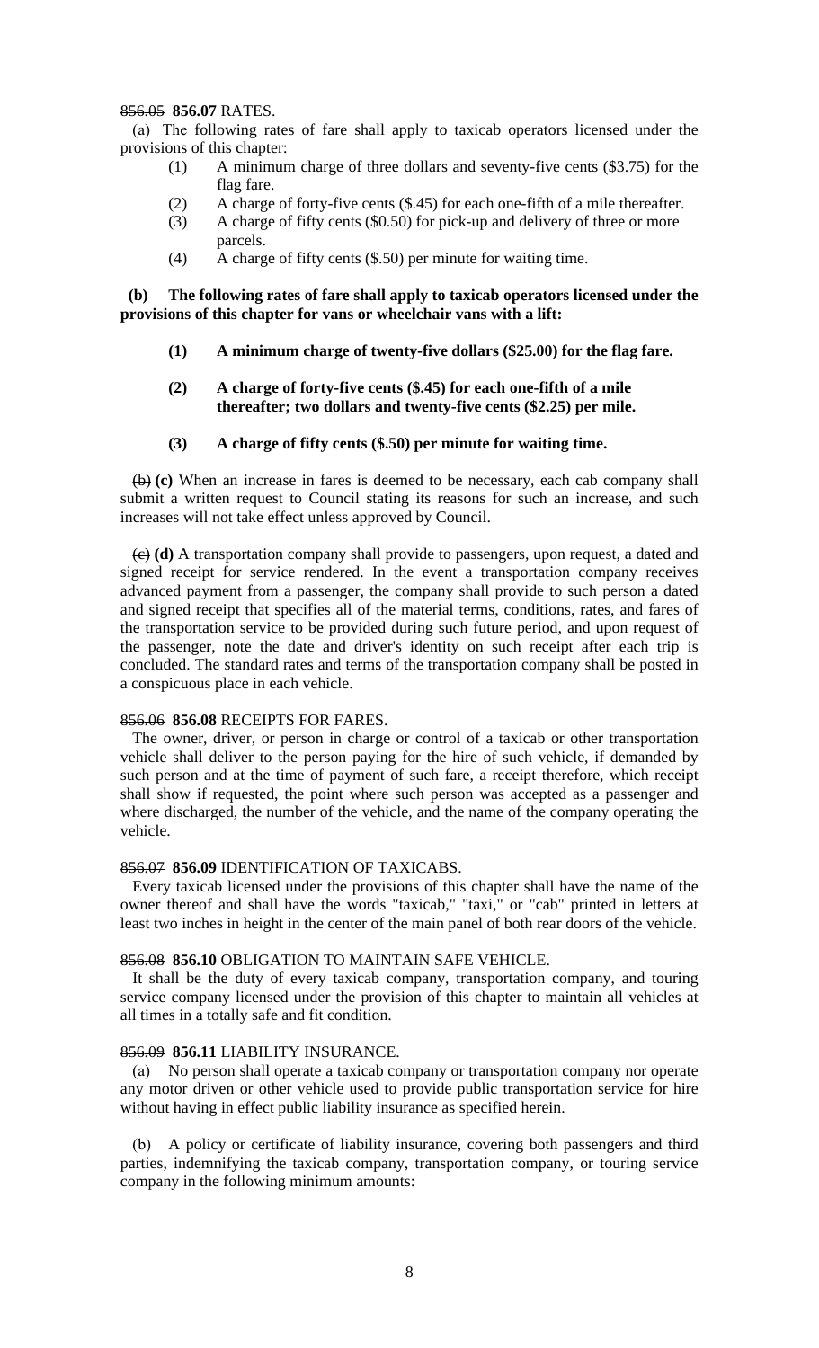~~856.05~~ **856.07** RATES.

(a) The following rates of fare shall apply to taxicab operators licensed under the provisions of this chapter:

(1) A minimum charge of three dollars and seventy-five cents ($3.75) for the flag fare.

(2) A charge of forty-five cents ($.45) for each one-fifth of a mile thereafter.

(3) A charge of fifty cents ($0.50) for pick-up and delivery of three or more parcels.

(4) A charge of fifty cents ($.50) per minute for waiting time.

**(b) The following rates of fare shall apply to taxicab operators licensed under the provisions of this chapter for vans or wheelchair vans with a lift:**

**(1) A minimum charge of twenty-five dollars ($25.00) for the flag fare.**

**(2) A charge of forty-five cents ($.45) for each one-fifth of a mile thereafter; two dollars and twenty-five cents ($2.25) per mile.**

**(3) A charge of fifty cents ($.50) per minute for waiting time.**

~~(b)~~ **(c)** When an increase in fares is deemed to be necessary, each cab company shall submit a written request to Council stating its reasons for such an increase, and such increases will not take effect unless approved by Council.

~~(c)~~ **(d)** A transportation company shall provide to passengers, upon request, a dated and signed receipt for service rendered. In the event a transportation company receives advanced payment from a passenger, the company shall provide to such person a dated and signed receipt that specifies all of the material terms, conditions, rates, and fares of the transportation service to be provided during such future period, and upon request of the passenger, note the date and driver's identity on such receipt after each trip is concluded. The standard rates and terms of the transportation company shall be posted in a conspicuous place in each vehicle.

~~856.06~~ **856.08** RECEIPTS FOR FARES.

The owner, driver, or person in charge or control of a taxicab or other transportation vehicle shall deliver to the person paying for the hire of such vehicle, if demanded by such person and at the time of payment of such fare, a receipt therefore, which receipt shall show if requested, the point where such person was accepted as a passenger and where discharged, the number of the vehicle, and the name of the company operating the vehicle.

~~856.07~~ **856.09** IDENTIFICATION OF TAXICABS.

Every taxicab licensed under the provisions of this chapter shall have the name of the owner thereof and shall have the words "taxicab," "taxi," or "cab" printed in letters at least two inches in height in the center of the main panel of both rear doors of the vehicle.

~~856.08~~ **856.10** OBLIGATION TO MAINTAIN SAFE VEHICLE.

It shall be the duty of every taxicab company, transportation company, and touring service company licensed under the provision of this chapter to maintain all vehicles at all times in a totally safe and fit condition.

~~856.09~~ **856.11** LIABILITY INSURANCE.

(a) No person shall operate a taxicab company or transportation company nor operate any motor driven or other vehicle used to provide public transportation service for hire without having in effect public liability insurance as specified herein.

(b) A policy or certificate of liability insurance, covering both passengers and third parties, indemnifying the taxicab company, transportation company, or touring service company in the following minimum amounts: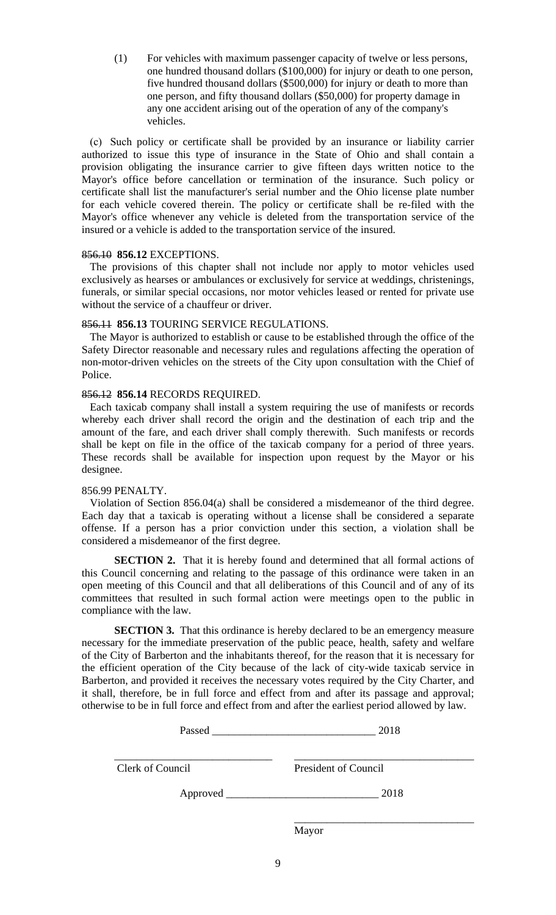(1) For vehicles with maximum passenger capacity of twelve or less persons, one hundred thousand dollars ($100,000) for injury or death to one person, five hundred thousand dollars ($500,000) for injury or death to more than one person, and fifty thousand dollars ($50,000) for property damage in any one accident arising out of the operation of any of the company's vehicles.

(c) Such policy or certificate shall be provided by an insurance or liability carrier authorized to issue this type of insurance in the State of Ohio and shall contain a provision obligating the insurance carrier to give fifteen days written notice to the Mayor's office before cancellation or termination of the insurance. Such policy or certificate shall list the manufacturer's serial number and the Ohio license plate number for each vehicle covered therein. The policy or certificate shall be re-filed with the Mayor's office whenever any vehicle is deleted from the transportation service of the insured or a vehicle is added to the transportation service of the insured.

~~856.10~~ **856.12** EXCEPTIONS.

The provisions of this chapter shall not include nor apply to motor vehicles used exclusively as hearses or ambulances or exclusively for service at weddings, christenings, funerals, or similar special occasions, nor motor vehicles leased or rented for private use without the service of a chauffeur or driver.

~~856.11~~ **856.13** TOURING SERVICE REGULATIONS.

The Mayor is authorized to establish or cause to be established through the office of the Safety Director reasonable and necessary rules and regulations affecting the operation of non-motor-driven vehicles on the streets of the City upon consultation with the Chief of Police.

~~856.12~~ **856.14** RECORDS REQUIRED.

Each taxicab company shall install a system requiring the use of manifests or records whereby each driver shall record the origin and the destination of each trip and the amount of the fare, and each driver shall comply therewith. Such manifests or records shall be kept on file in the office of the taxicab company for a period of three years. These records shall be available for inspection upon request by the Mayor or his designee.

856.99 PENALTY.

Violation of Section 856.04(a) shall be considered a misdemeanor of the third degree. Each day that a taxicab is operating without a license shall be considered a separate offense. If a person has a prior conviction under this section, a violation shall be considered a misdemeanor of the first degree.

**SECTION 2.** That it is hereby found and determined that all formal actions of this Council concerning and relating to the passage of this ordinance were taken in an open meeting of this Council and that all deliberations of this Council and of any of its committees that resulted in such formal action were meetings open to the public in compliance with the law.

**SECTION 3.** That this ordinance is hereby declared to be an emergency measure necessary for the immediate preservation of the public peace, health, safety and welfare of the City of Barberton and the inhabitants thereof, for the reason that it is necessary for the efficient operation of the City because of the lack of city-wide taxicab service in Barberton, and provided it receives the necessary votes required by the City Charter, and it shall, therefore, be in full force and effect from and after its passage and approval; otherwise to be in full force and effect from and after the earliest period allowed by law.

Passed ______________________________ 2018

______________________________ ______________________________
Clerk of Council President of Council

Approved ____________________________ 2018

______________________________
Mayor